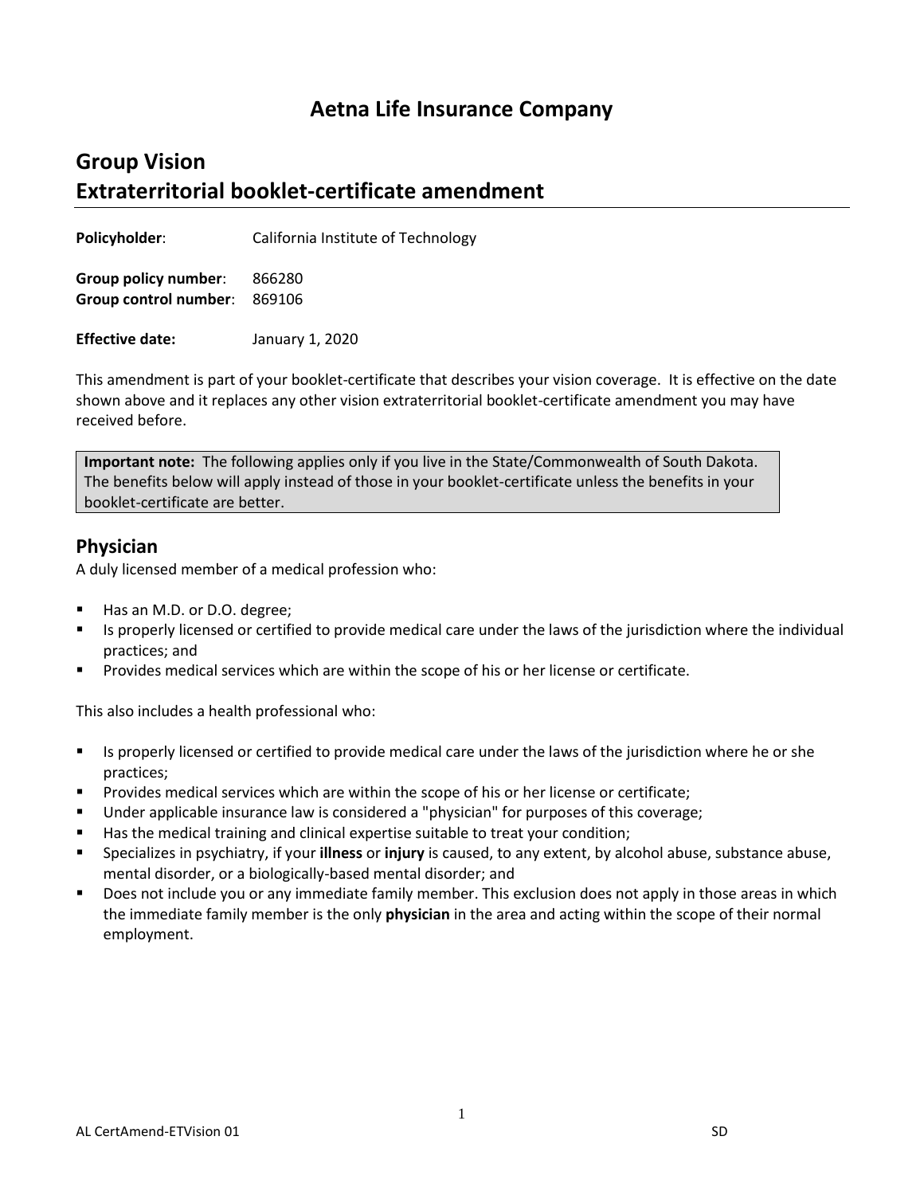# Aetna Life Insurance Company

## Group Vision
## Extraterritorial booklet-certificate amendment

**Policyholder**: California Institute of Technology

**Group policy number**: 866280
**Group control number**: 869106

**Effective date:** January 1, 2020

This amendment is part of your booklet-certificate that describes your vision coverage. It is effective on the date shown above and it replaces any other vision extraterritorial booklet-certificate amendment you may have received before.

> **Important note:** The following applies only if you live in the State/Commonwealth of South Dakota. The benefits below will apply instead of those in your booklet-certificate unless the benefits in your booklet-certificate are better.

### Physician

A duly licensed member of a medical profession who:

- Has an M.D. or D.O. degree;
- Is properly licensed or certified to provide medical care under the laws of the jurisdiction where the individual practices; and
- Provides medical services which are within the scope of his or her license or certificate.

This also includes a health professional who:

- Is properly licensed or certified to provide medical care under the laws of the jurisdiction where he or she practices;
- Provides medical services which are within the scope of his or her license or certificate;
- Under applicable insurance law is considered a "physician" for purposes of this coverage;
- Has the medical training and clinical expertise suitable to treat your condition;
- Specializes in psychiatry, if your **illness** or **injury** is caused, to any extent, by alcohol abuse, substance abuse, mental disorder, or a biologically-based mental disorder; and
- Does not include you or any immediate family member. This exclusion does not apply in those areas in which the immediate family member is the only **physician** in the area and acting within the scope of their normal employment.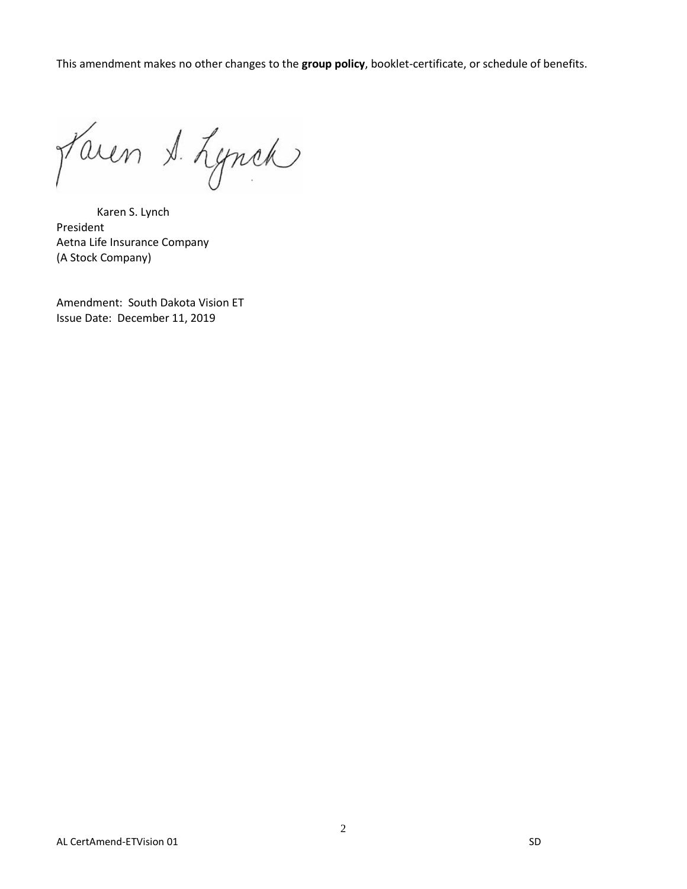This amendment makes no other changes to the **group policy**, booklet-certificate, or schedule of benefits.

Karen S. Lynch
President
Aetna Life Insurance Company
(A Stock Company)

Amendment: South Dakota Vision ET
Issue Date: December 11, 2019

AL CertAmend-ETVision 01 SD